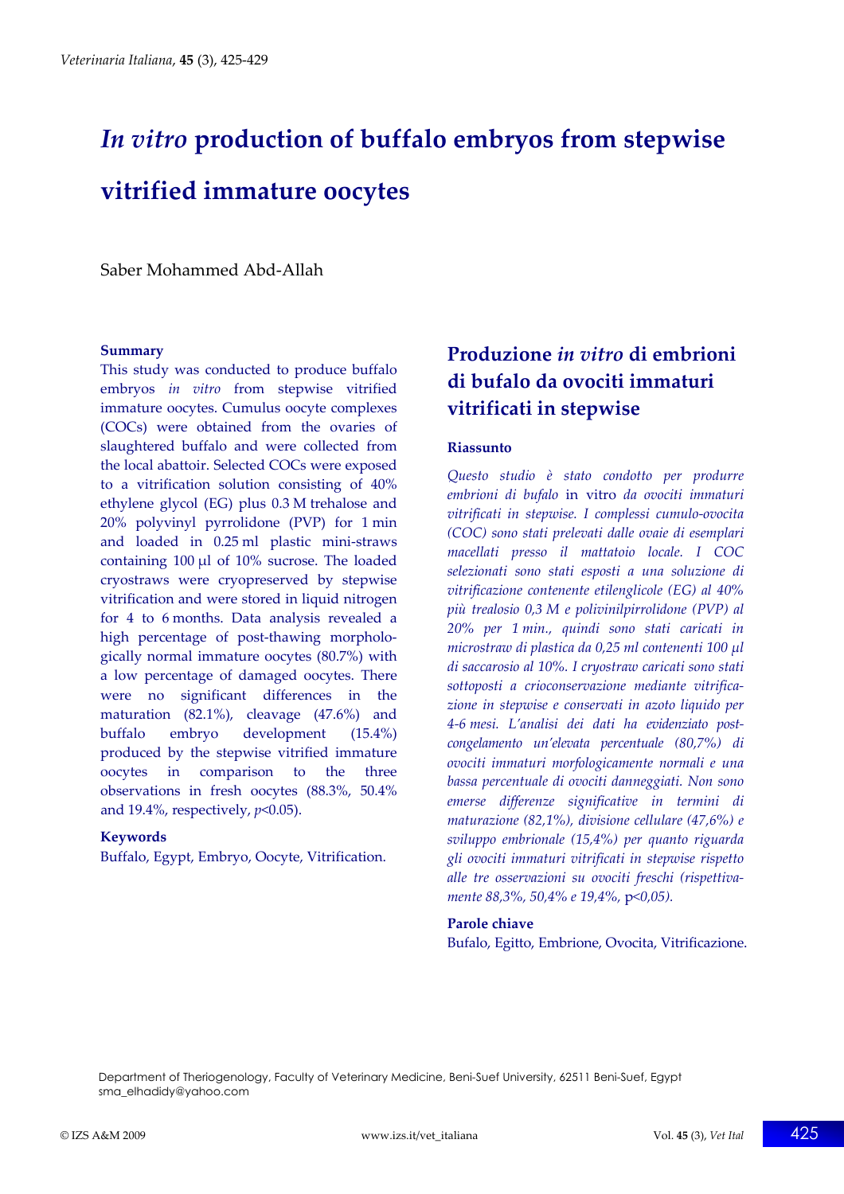# *In vitro* production of buffalo embryos from stepwise vitrified immature oocytes

Saber Mohammed Abd-Allah

## Summary

This study was conducted to produce buffalo embryos *in vitro* from stepwise vitrified immature oocytes. Cumulus oocyte complexes (COCs) were obtained from the ovaries of slaughtered buffalo and were collected from the local abattoir. Selected COCs were exposed to a vitrification solution consisting of 40% ethylene glycol (EG) plus 0.3 M trehalose and 20% polyvinyl pyrrolidone (PVP) for 1 min and loaded in 0.25 ml plastic mini-straws containing 100 µl of 10% sucrose. The loaded cryostraws were cryopreserved by stepwise vitrification and were stored in liquid nitrogen for 4 to 6 months. Data analysis revealed a high percentage of post-thawing morphologically normal immature oocytes (80.7%) with a low percentage of damaged oocytes. There were no significant differences in the maturation (82.1%), cleavage (47.6%) and buffalo embryo development (15.4%) produced by the stepwise vitrified immature oocytes in comparison to the three observations in fresh oocytes (88.3%, 50.4% and 19.4%, respectively, $p<0.05$).

## Keywords

Buffalo, Egypt, Embryo, Oocyte, Vitrification.

# Produzione *in vitro* di embrioni di bufalo da ovociti immaturi vitrificati in stepwise

## Riassunto

*Questo studio è stato condotto per produrre embrioni di bufalo* in vitro *da ovociti immaturi vitrificati in stepwise. I complessi cumulo-ovocita (COC) sono stati prelevati dalle ovaie di esemplari macellati presso il mattatoio locale. I COC selezionati sono stati esposti a una soluzione di vitrificazione contenente etilenglicole (EG) al 40% più trealosio 0,3 M e polivinilpirrolidone (PVP) al 20% per 1 min., quindi sono stati caricati in microstraw di plastica da 0,25 ml contenenti 100 µl di saccarosio al 10%. I cryostraw caricati sono stati sottoposti a crioconservazione mediante vitrificazione in stepwise e conservati in azoto liquido per 4-6 mesi. L'analisi dei dati ha evidenziato post-congelamento un'elevata percentuale (80,7%) di ovociti immaturi morfologicamente normali e una bassa percentuale di ovociti danneggiati. Non sono emerse differenze significative in termini di maturazione (82,1%), divisione cellulare (47,6%) e sviluppo embrionale (15,4%) per quanto riguarda gli ovociti immaturi vitrificati in stepwise rispetto alle tre osservazioni su ovociti freschi (rispettivamente 88,3%, 50,4% e 19,4%,* p*<0,05).*

## Parole chiave

Bufalo, Egitto, Embrione, Ovocita, Vitrificazione.

Department of Theriogenology, Faculty of Veterinary Medicine, Beni-Suef University, 62511 Beni-Suef, Egypt
sma_elhadidy@yahoo.com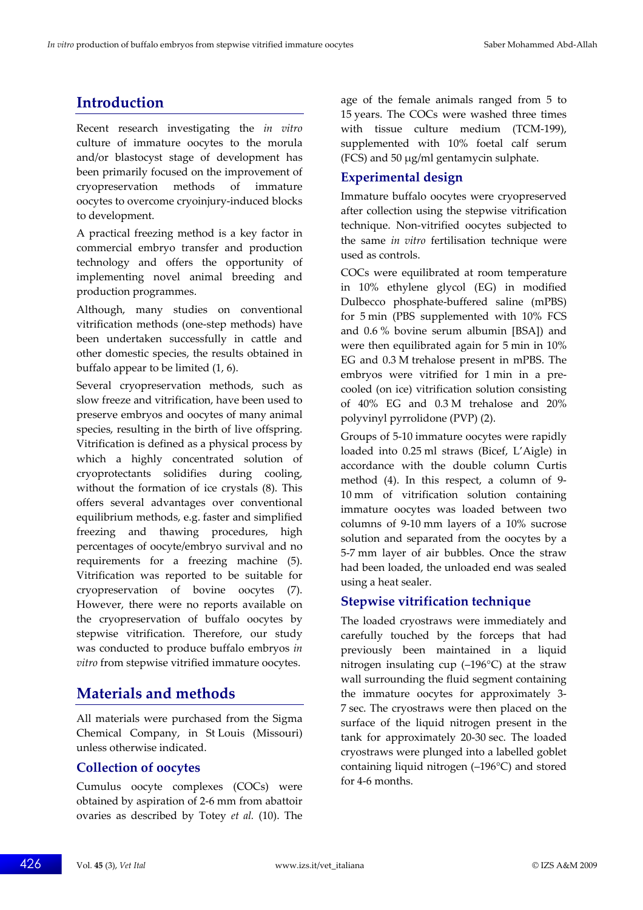## Introduction

Recent research investigating the *in vitro* culture of immature oocytes to the morula and/or blastocyst stage of development has been primarily focused on the improvement of cryopreservation methods of immature oocytes to overcome cryoinjury-induced blocks to development.

A practical freezing method is a key factor in commercial embryo transfer and production technology and offers the opportunity of implementing novel animal breeding and production programmes.

Although, many studies on conventional vitrification methods (one-step methods) have been undertaken successfully in cattle and other domestic species, the results obtained in buffalo appear to be limited (1, 6).

Several cryopreservation methods, such as slow freeze and vitrification, have been used to preserve embryos and oocytes of many animal species, resulting in the birth of live offspring. Vitrification is defined as a physical process by which a highly concentrated solution of cryoprotectants solidifies during cooling, without the formation of ice crystals (8). This offers several advantages over conventional equilibrium methods, e.g. faster and simplified freezing and thawing procedures, high percentages of oocyte/embryo survival and no requirements for a freezing machine (5). Vitrification was reported to be suitable for cryopreservation of bovine oocytes (7). However, there were no reports available on the cryopreservation of buffalo oocytes by stepwise vitrification. Therefore, our study was conducted to produce buffalo embryos *in vitro* from stepwise vitrified immature oocytes.

## Materials and methods

All materials were purchased from the Sigma Chemical Company, in St Louis (Missouri) unless otherwise indicated.

### Collection of oocytes

Cumulus oocyte complexes (COCs) were obtained by aspiration of 2-6 mm from abattoir ovaries as described by Totey *et al.* (10). The age of the female animals ranged from 5 to 15 years. The COCs were washed three times with tissue culture medium (TCM-199), supplemented with 10% foetal calf serum (FCS) and 50 μg/ml gentamycin sulphate.

### Experimental design

Immature buffalo oocytes were cryopreserved after collection using the stepwise vitrification technique. Non-vitrified oocytes subjected to the same *in vitro* fertilisation technique were used as controls.

COCs were equilibrated at room temperature in 10% ethylene glycol (EG) in modified Dulbecco phosphate-buffered saline (mPBS) for 5 min (PBS supplemented with 10% FCS and 0.6 % bovine serum albumin [BSA]) and were then equilibrated again for 5 min in 10% EG and 0.3 M trehalose present in mPBS. The embryos were vitrified for 1 min in a pre-cooled (on ice) vitrification solution consisting of 40% EG and 0.3 M trehalose and 20% polyvinyl pyrrolidone (PVP) (2).

Groups of 5-10 immature oocytes were rapidly loaded into 0.25 ml straws (Bicef, L'Aigle) in accordance with the double column Curtis method (4). In this respect, a column of 9-10 mm of vitrification solution containing immature oocytes was loaded between two columns of 9-10 mm layers of a 10% sucrose solution and separated from the oocytes by a 5-7 mm layer of air bubbles. Once the straw had been loaded, the unloaded end was sealed using a heat sealer.

### Stepwise vitrification technique

The loaded cryostraws were immediately and carefully touched by the forceps that had previously been maintained in a liquid nitrogen insulating cup (–196°C) at the straw wall surrounding the fluid segment containing the immature oocytes for approximately 3-7 sec. The cryostraws were then placed on the surface of the liquid nitrogen present in the tank for approximately 20-30 sec. The loaded cryostraws were plunged into a labelled goblet containing liquid nitrogen (–196°C) and stored for 4-6 months.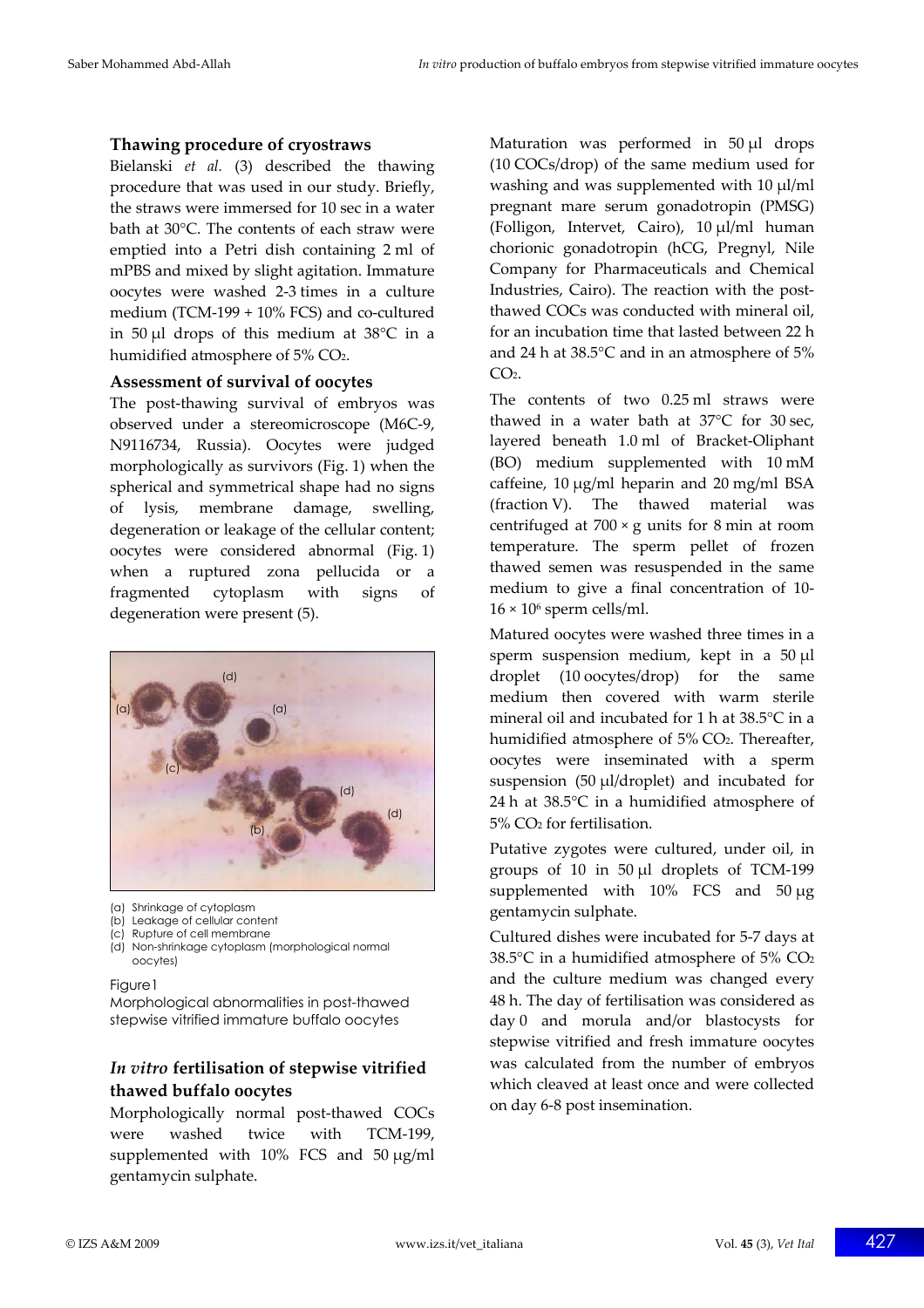### Thawing procedure of cryostraws

Bielanski *et al.* (3) described the thawing procedure that was used in our study. Briefly, the straws were immersed for 10 sec in a water bath at 30°C. The contents of each straw were emptied into a Petri dish containing 2 ml of mPBS and mixed by slight agitation. Immature oocytes were washed 2-3 times in a culture medium (TCM-199 + 10% FCS) and co-cultured in 50 µl drops of this medium at 38°C in a humidified atmosphere of 5% $CO_2$.

### Assessment of survival of oocytes

The post-thawing survival of embryos was observed under a stereomicroscope (M6C-9, N9116734, Russia). Oocytes were judged morphologically as survivors (Fig. 1) when the spherical and symmetrical shape had no signs of lysis, membrane damage, swelling, degeneration or leakage of the cellular content; oocytes were considered abnormal (Fig. 1) when a ruptured zona pellucida or a fragmented cytoplasm with signs of degeneration were present (5).

(a) Shrinkage of cytoplasm
(b) Leakage of cellular content
(c) Rupture of cell membrane
(d) Non-shrinkage cytoplasm (morphological normal oocytes)

Figure 1
Morphological abnormalities in post-thawed stepwise vitrified immature buffalo oocytes

### *In vitro* fertilisation of stepwise vitrified thawed buffalo oocytes

Morphologically normal post-thawed COCs were washed twice with TCM-199, supplemented with 10% FCS and 50 µg/ml gentamycin sulphate.

Maturation was performed in 50 µl drops (10 COCs/drop) of the same medium used for washing and was supplemented with 10 µl/ml pregnant mare serum gonadotropin (PMSG) (Folligon, Intervet, Cairo), 10 µl/ml human chorionic gonadotropin (hCG, Pregnyl, Nile Company for Pharmaceuticals and Chemical Industries, Cairo). The reaction with the post-thawed COCs was conducted with mineral oil, for an incubation time that lasted between 22 h and 24 h at 38.5°C and in an atmosphere of 5% $CO_2$.

The contents of two 0.25 ml straws were thawed in a water bath at 37°C for 30 sec, layered beneath 1.0 ml of Bracket-Oliphant (BO) medium supplemented with 10 mM caffeine, 10 µg/ml heparin and 20 mg/ml BSA (fraction V). The thawed material was centrifuged at 700 × g units for 8 min at room temperature. The sperm pellet of frozen thawed semen was resuspended in the same medium to give a final concentration of 10-16 × $10^6$ sperm cells/ml.

Matured oocytes were washed three times in a sperm suspension medium, kept in a 50 µl droplet (10 oocytes/drop) for the same medium then covered with warm sterile mineral oil and incubated for 1 h at 38.5°C in a humidified atmosphere of 5% $CO_2$. Thereafter, oocytes were inseminated with a sperm suspension (50 µl/droplet) and incubated for 24 h at 38.5°C in a humidified atmosphere of 5% $CO_2$ for fertilisation.

Putative zygotes were cultured, under oil, in groups of 10 in 50 µl droplets of TCM-199 supplemented with 10% FCS and 50 µg gentamycin sulphate.

Cultured dishes were incubated for 5-7 days at 38.5°C in a humidified atmosphere of 5% $CO_2$ and the culture medium was changed every 48 h. The day of fertilisation was considered as day 0 and morula and/or blastocysts for stepwise vitrified and fresh immature oocytes was calculated from the number of embryos which cleaved at least once and were collected on day 6-8 post insemination.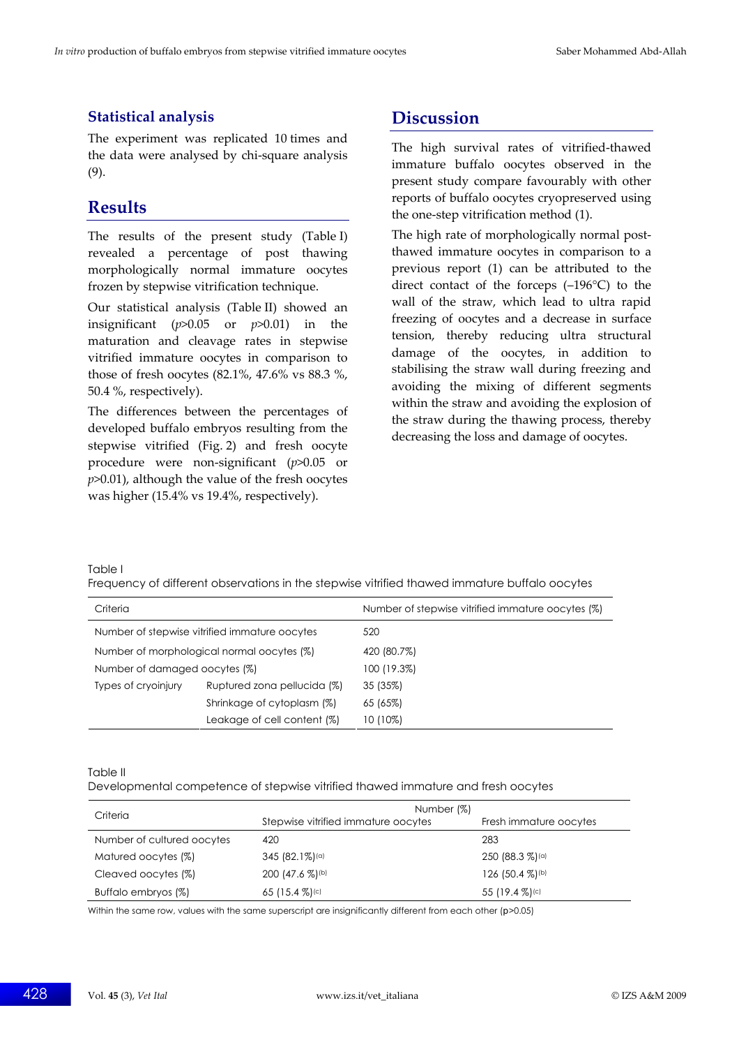## Statistical analysis

The experiment was replicated 10 times and the data were analysed by chi-square analysis (9).

## Results

The results of the present study (Table I) revealed a percentage of post thawing morphologically normal immature oocytes frozen by stepwise vitrification technique.

Our statistical analysis (Table II) showed an insignificant ($p$>0.05 or $p$>0.01) in the maturation and cleavage rates in stepwise vitrified immature oocytes in comparison to those of fresh oocytes (82.1%, 47.6% vs 88.3 %, 50.4 %, respectively).

The differences between the percentages of developed buffalo embryos resulting from the stepwise vitrified (Fig. 2) and fresh oocyte procedure were non-significant ($p$>0.05 or $p$>0.01), although the value of the fresh oocytes was higher (15.4% vs 19.4%, respectively).

## Discussion

The high survival rates of vitrified-thawed immature buffalo oocytes observed in the present study compare favourably with other reports of buffalo oocytes cryopreserved using the one-step vitrification method (1).

The high rate of morphologically normal post-thawed immature oocytes in comparison to a previous report (1) can be attributed to the direct contact of the forceps (–196°C) to the wall of the straw, which lead to ultra rapid freezing of oocytes and a decrease in surface tension, thereby reducing ultra structural damage of the oocytes, in addition to stabilising the straw wall during freezing and avoiding the mixing of different segments within the straw and avoiding the explosion of the straw during the thawing process, thereby decreasing the loss and damage of oocytes.

Table I
Frequency of different observations in the stepwise vitrified thawed immature buffalo oocytes

| Criteria | | Number of stepwise vitrified immature oocytes (%) |
|---|---|---|
| Number of stepwise vitrified immature oocytes | | 520 |
| Number of morphological normal oocytes (%) | | 420 (80.7%) |
| Number of damaged oocytes (%) | | 100 (19.3%) |
| Types of cryoinjury | Ruptured zona pellucida (%) | 35 (35%) |
| | Shrinkage of cytoplasm (%) | 65 (65%) |
| | Leakage of cell content (%) | 10 (10%) |

Table II
Developmental competence of stepwise vitrified thawed immature and fresh oocytes

| Criteria | Number (%) | |
|---|---|---|
| | Stepwise vitrified immature oocytes | Fresh immature oocytes |
| Number of cultured oocytes | 420 | 283 |
| Matured oocytes (%) | 345 (82.1%)[(a)] | 250 (88.3 %)[(a)] |
| Cleaved oocytes (%) | 200 (47.6 %)[(b)] | 126 (50.4 %)[(b)] |
| Buffalo embryos (%) | 65 (15.4 %)[(c)] | 55 (19.4 %)[(c)] |

Within the same row, values with the same superscript are insignificantly different from each other ($p$>0.05)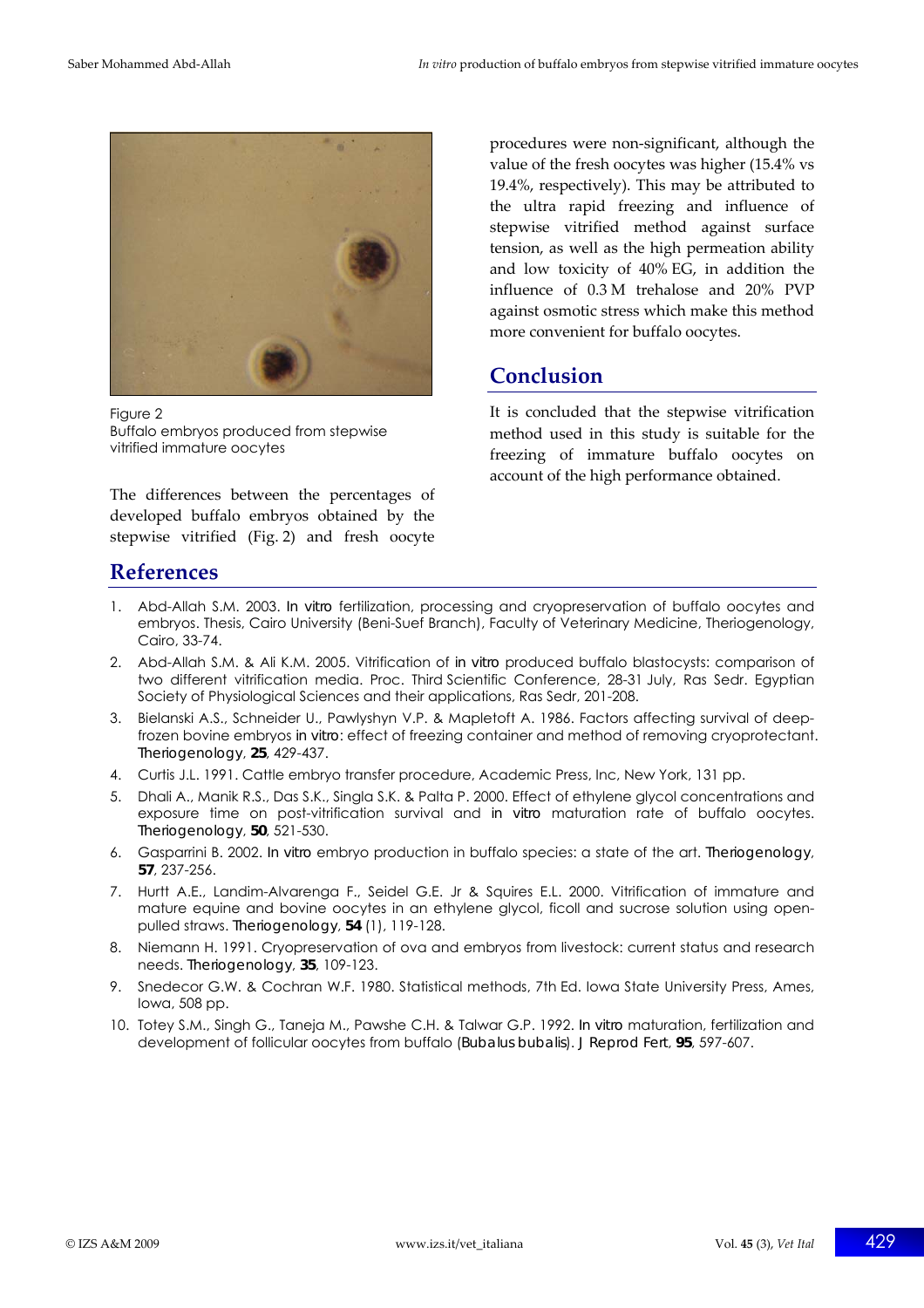Figure 2
Buffalo embryos produced from stepwise vitrified immature oocytes

The differences between the percentages of developed buffalo embryos obtained by the stepwise vitrified (Fig. 2) and fresh oocyte procedures were non-significant, although the value of the fresh oocytes was higher (15.4% vs 19.4%, respectively). This may be attributed to the ultra rapid freezing and influence of stepwise vitrified method against surface tension, as well as the high permeation ability and low toxicity of 40% EG, in addition the influence of 0.3 M trehalose and 20% PVP against osmotic stress which make this method more convenient for buffalo oocytes.

## Conclusion

It is concluded that the stepwise vitrification method used in this study is suitable for the freezing of immature buffalo oocytes on account of the high performance obtained.

## References

1. Abd-Allah S.M. 2003. *In vitro* fertilization, processing and cryopreservation of buffalo oocytes and embryos. Thesis, Cairo University (Beni-Suef Branch), Faculty of Veterinary Medicine, Theriogenology, Cairo, 33-74.
2. Abd-Allah S.M. & Ali K.M. 2005. Vitrification of *in vitro* produced buffalo blastocysts: comparison of two different vitrification media. Proc. Third Scientific Conference, 28-31 July, Ras Sedr. Egyptian Society of Physiological Sciences and their applications, Ras Sedr, 201-208.
3. Bielanski A.S., Schneider U., Pawlyshyn V.P. & Mapletoft A. 1986. Factors affecting survival of deep-frozen bovine embryos *in vitro*: effect of freezing container and method of removing cryoprotectant. *Theriogenology*, **25**, 429-437.
4. Curtis J.L. 1991. Cattle embryo transfer procedure, Academic Press, Inc, New York, 131 pp.
5. Dhali A., Manik R.S., Das S.K., Singla S.K. & Palta P. 2000. Effect of ethylene glycol concentrations and exposure time on post-vitrification survival and *in vitro* maturation rate of buffalo oocytes. *Theriogenology*, **50**, 521-530.
6. Gasparrini B. 2002. *In vitro* embryo production in buffalo species: a state of the art. *Theriogenology*, **57**, 237-256.
7. Hurtt A.E., Landim-Alvarenga F., Seidel G.E. Jr & Squires E.L. 2000. Vitrification of immature and mature equine and bovine oocytes in an ethylene glycol, ficoll and sucrose solution using open-pulled straws. *Theriogenology*, **54** (1), 119-128.
8. Niemann H. 1991. Cryopreservation of ova and embryos from livestock: current status and research needs. *Theriogenology*, **35**, 109-123.
9. Snedecor G.W. & Cochran W.F. 1980. Statistical methods, 7th Ed. Iowa State University Press, Ames, Iowa, 508 pp.
10. Totey S.M., Singh G., Taneja M., Pawshe C.H. & Talwar G.P. 1992. *In vitro* maturation, fertilization and development of follicular oocytes from buffalo (*Bubalus bubalis*). *J Reprod Fert*, **95**, 597-607.